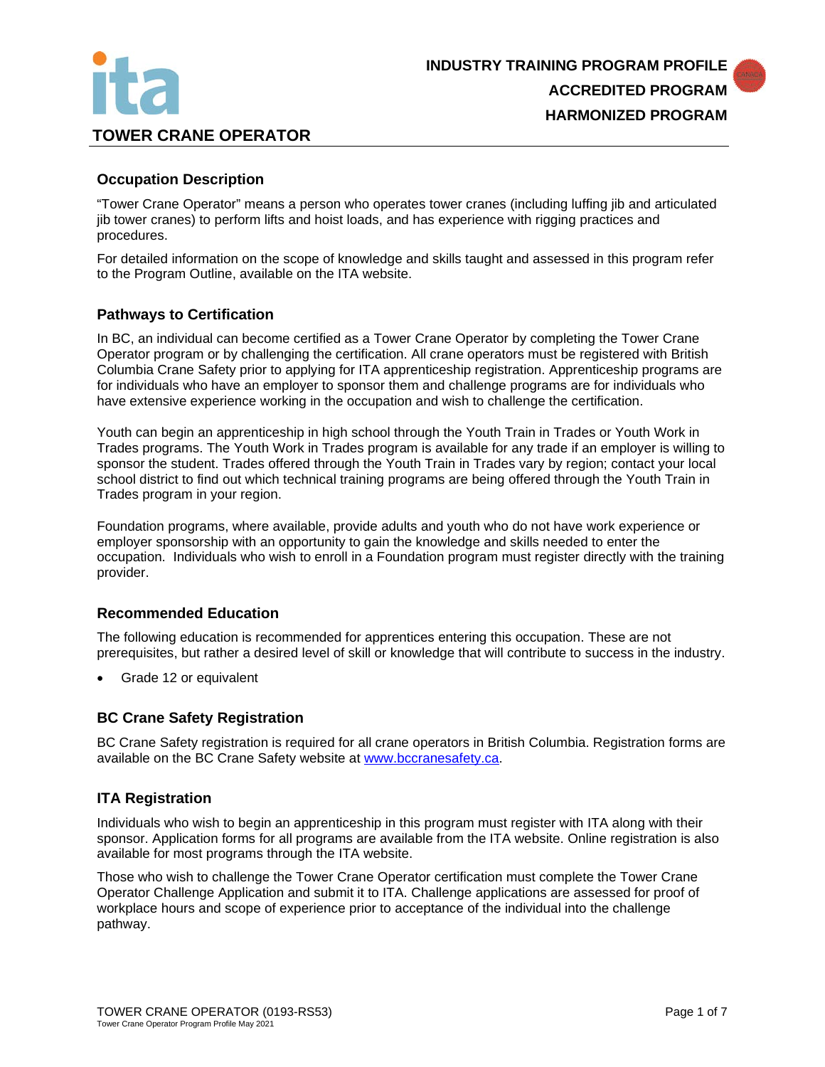**INDUSTRY TRAINING PROGRAM PROFILE**
**ACCREDITED PROGRAM**
**HARMONIZED PROGRAM**

# TOWER CRANE OPERATOR

## Occupation Description

"Tower Crane Operator" means a person who operates tower cranes (including luffing jib and articulated jib tower cranes) to perform lifts and hoist loads, and has experience with rigging practices and procedures.

For detailed information on the scope of knowledge and skills taught and assessed in this program refer to the Program Outline, available on the ITA website.

## Pathways to Certification

In BC, an individual can become certified as a Tower Crane Operator by completing the Tower Crane Operator program or by challenging the certification. All crane operators must be registered with British Columbia Crane Safety prior to applying for ITA apprenticeship registration. Apprenticeship programs are for individuals who have an employer to sponsor them and challenge programs are for individuals who have extensive experience working in the occupation and wish to challenge the certification.

Youth can begin an apprenticeship in high school through the Youth Train in Trades or Youth Work in Trades programs. The Youth Work in Trades program is available for any trade if an employer is willing to sponsor the student. Trades offered through the Youth Train in Trades vary by region; contact your local school district to find out which technical training programs are being offered through the Youth Train in Trades program in your region.

Foundation programs, where available, provide adults and youth who do not have work experience or employer sponsorship with an opportunity to gain the knowledge and skills needed to enter the occupation. Individuals who wish to enroll in a Foundation program must register directly with the training provider.

## Recommended Education

The following education is recommended for apprentices entering this occupation. These are not prerequisites, but rather a desired level of skill or knowledge that will contribute to success in the industry.

- Grade 12 or equivalent

## BC Crane Safety Registration

BC Crane Safety registration is required for all crane operators in British Columbia. Registration forms are available on the BC Crane Safety website at www.bccranesafety.ca.

## ITA Registration

Individuals who wish to begin an apprenticeship in this program must register with ITA along with their sponsor. Application forms for all programs are available from the ITA website. Online registration is also available for most programs through the ITA website.

Those who wish to challenge the Tower Crane Operator certification must complete the Tower Crane Operator Challenge Application and submit it to ITA. Challenge applications are assessed for proof of workplace hours and scope of experience prior to acceptance of the individual into the challenge pathway.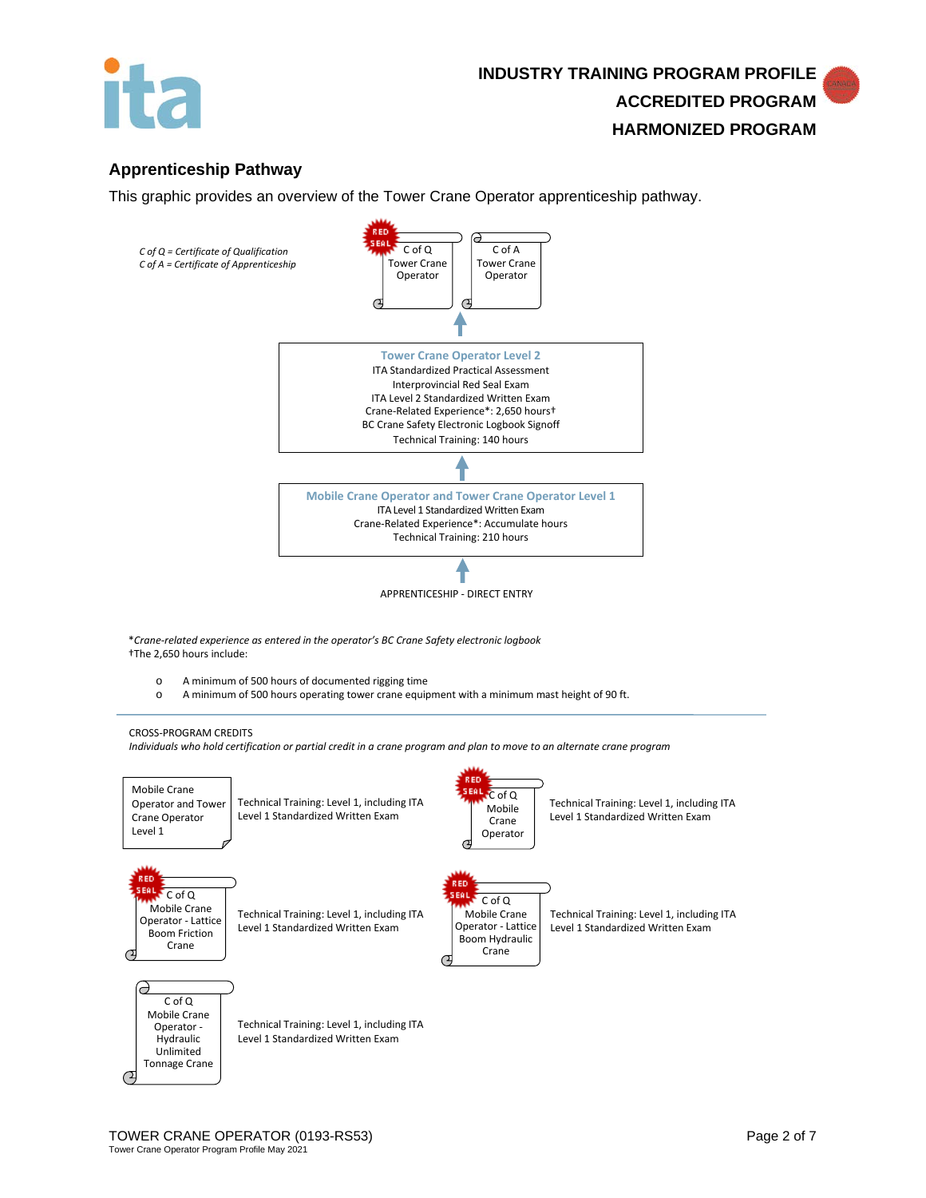## Apprenticeship Pathway

This graphic provides an overview of the Tower Crane Operator apprenticeship pathway.

*C of Q = Certificate of Qualification*
*C of A = Certificate of Apprenticeship*

RED SEAL — C of Q Tower Crane Operator

C of A Tower Crane Operator

↑

**Tower Crane Operator Level 2**
ITA Standardized Practical Assessment
Interprovincial Red Seal Exam
ITA Level 2 Standardized Written Exam
Crane-Related Experience*: 2,650 hours†
BC Crane Safety Electronic Logbook Signoff
Technical Training: 140 hours

↑

**Mobile Crane Operator and Tower Crane Operator Level 1**
ITA Level 1 Standardized Written Exam
Crane-Related Experience*: Accumulate hours
Technical Training: 210 hours

↑

APPRENTICESHIP - DIRECT ENTRY

**Crane-related experience as entered in the operator's BC Crane Safety electronic logbook*
†The 2,650 hours include:

- A minimum of 500 hours of documented rigging time
- A minimum of 500 hours operating tower crane equipment with a minimum mast height of 90 ft.

---

CROSS-PROGRAM CREDITS
*Individuals who hold certification or partial credit in a crane program and plan to move to an alternate crane program*

| Credential | Credit |
|---|---|
| Mobile Crane Operator and Tower Crane Operator Level 1 | Technical Training: Level 1, including ITA Level 1 Standardized Written Exam |
| RED SEAL — C of Q Mobile Crane Operator | Technical Training: Level 1, including ITA Level 1 Standardized Written Exam |
| RED SEAL — C of Q Mobile Crane Operator - Lattice Boom Friction Crane | Technical Training: Level 1, including ITA Level 1 Standardized Written Exam |
| RED SEAL — C of Q Mobile Crane Operator - Lattice Boom Hydraulic Crane | Technical Training: Level 1, including ITA Level 1 Standardized Written Exam |
| C of Q Mobile Crane Operator - Hydraulic Unlimited Tonnage Crane | Technical Training: Level 1, including ITA Level 1 Standardized Written Exam |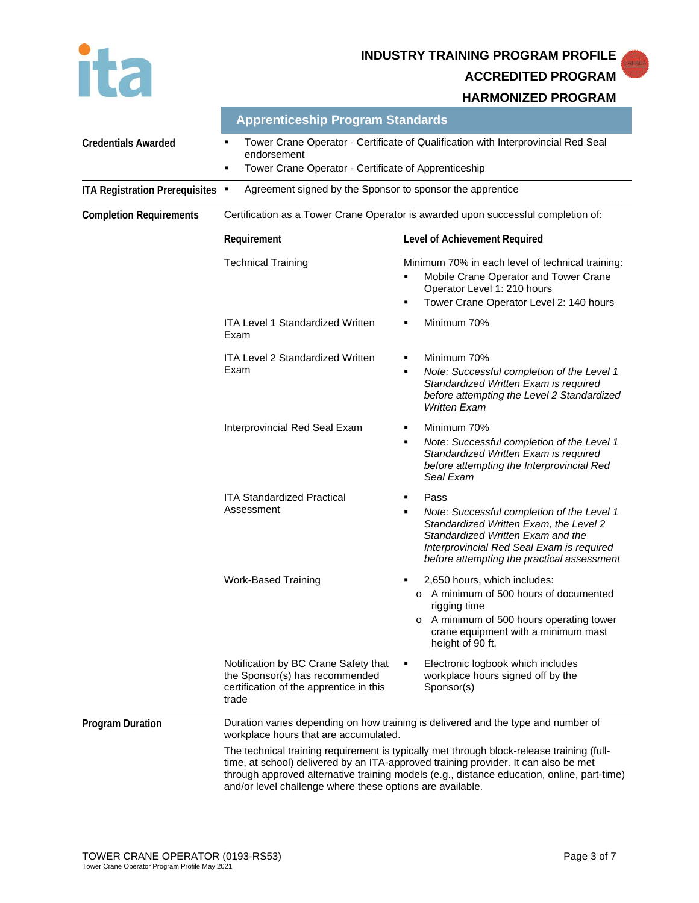**INDUSTRY TRAINING PROGRAM PROFILE**

**ACCREDITED PROGRAM**

**HARMONIZED PROGRAM**

## Apprenticeship Program Standards

**Credentials Awarded**

- Tower Crane Operator - Certificate of Qualification with Interprovincial Red Seal endorsement
- Tower Crane Operator - Certificate of Apprenticeship

**ITA Registration Prerequisites**

- Agreement signed by the Sponsor to sponsor the apprentice

**Completion Requirements**

Certification as a Tower Crane Operator is awarded upon successful completion of:

| Requirement | Level of Achievement Required |
|---|---|
| Technical Training | Minimum 70% in each level of technical training:<br>▪ Mobile Crane Operator and Tower Crane Operator Level 1: 210 hours<br>▪ Tower Crane Operator Level 2: 140 hours |
| ITA Level 1 Standardized Written Exam | ▪ Minimum 70% |
| ITA Level 2 Standardized Written Exam | ▪ Minimum 70%<br>▪ *Note: Successful completion of the Level 1 Standardized Written Exam is required before attempting the Level 2 Standardized Written Exam* |
| Interprovincial Red Seal Exam | ▪ Minimum 70%<br>▪ *Note: Successful completion of the Level 1 Standardized Written Exam is required before attempting the Interprovincial Red Seal Exam* |
| ITA Standardized Practical Assessment | ▪ Pass<br>▪ *Note: Successful completion of the Level 1 Standardized Written Exam, the Level 2 Standardized Written Exam and the Interprovincial Red Seal Exam is required before attempting the practical assessment* |
| Work-Based Training | ▪ 2,650 hours, which includes:<br>o A minimum of 500 hours of documented rigging time<br>o A minimum of 500 hours operating tower crane equipment with a minimum mast height of 90 ft. |
| Notification by BC Crane Safety that the Sponsor(s) has recommended certification of the apprentice in this trade | ▪ Electronic logbook which includes workplace hours signed off by the Sponsor(s) |

**Program Duration**

Duration varies depending on how training is delivered and the type and number of workplace hours that are accumulated.

The technical training requirement is typically met through block-release training (full-time, at school) delivered by an ITA-approved training provider. It can also be met through approved alternative training models (e.g., distance education, online, part-time) and/or level challenge where these options are available.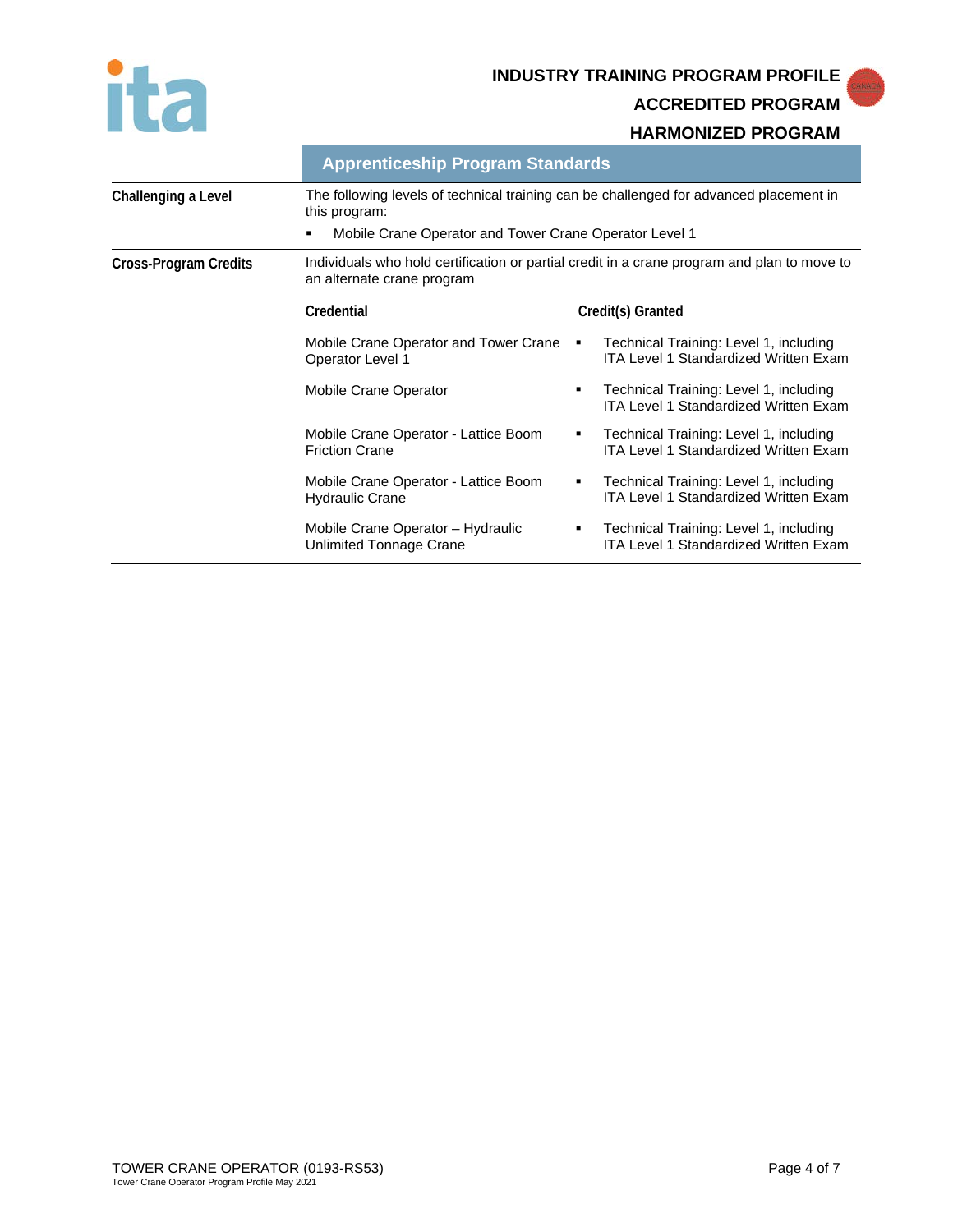## Apprenticeship Program Standards

**Challenging a Level**

The following levels of technical training can be challenged for advanced placement in this program:

- Mobile Crane Operator and Tower Crane Operator Level 1

**Cross-Program Credits**

Individuals who hold certification or partial credit in a crane program and plan to move to an alternate crane program

| Credential | Credit(s) Granted |
| --- | --- |
| Mobile Crane Operator and Tower Crane Operator Level 1 | Technical Training: Level 1, including ITA Level 1 Standardized Written Exam |
| Mobile Crane Operator | Technical Training: Level 1, including ITA Level 1 Standardized Written Exam |
| Mobile Crane Operator - Lattice Boom Friction Crane | Technical Training: Level 1, including ITA Level 1 Standardized Written Exam |
| Mobile Crane Operator - Lattice Boom Hydraulic Crane | Technical Training: Level 1, including ITA Level 1 Standardized Written Exam |
| Mobile Crane Operator – Hydraulic Unlimited Tonnage Crane | Technical Training: Level 1, including ITA Level 1 Standardized Written Exam |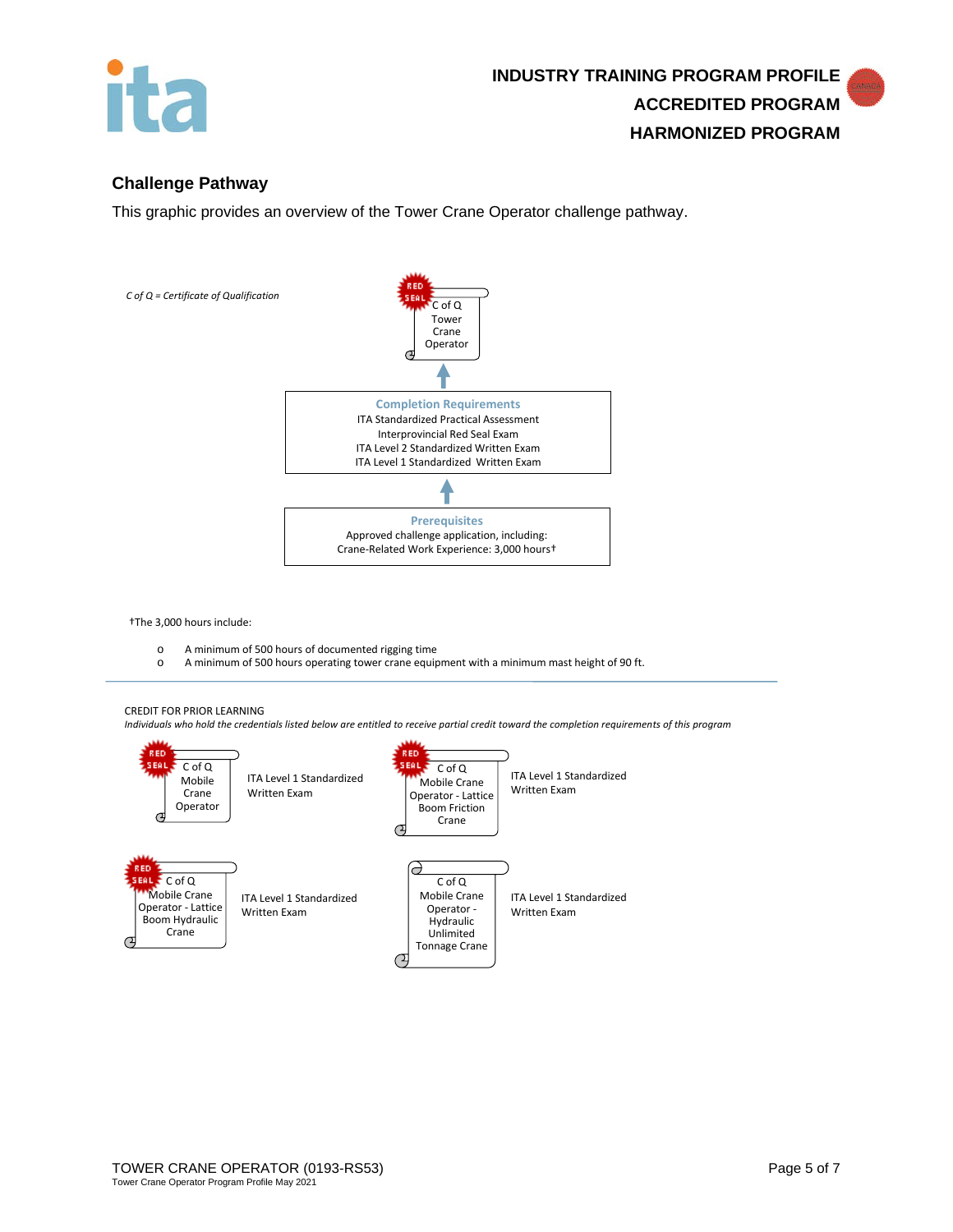**INDUSTRY TRAINING PROGRAM PROFILE**
**ACCREDITED PROGRAM**
**HARMONIZED PROGRAM**

## Challenge Pathway

This graphic provides an overview of the Tower Crane Operator challenge pathway.

*C of Q = Certificate of Qualification*

RED SEAL — C of Q Tower Crane Operator

↑

**Completion Requirements**
ITA Standardized Practical Assessment
Interprovincial Red Seal Exam
ITA Level 2 Standardized Written Exam
ITA Level 1 Standardized Written Exam

↑

**Prerequisites**
Approved challenge application, including:
Crane-Related Work Experience: 3,000 hours†

†The 3,000 hours include:

- A minimum of 500 hours of documented rigging time
- A minimum of 500 hours operating tower crane equipment with a minimum mast height of 90 ft.

CREDIT FOR PRIOR LEARNING

*Individuals who hold the credentials listed below are entitled to receive partial credit toward the completion requirements of this program*

| Credential | Credit |
|---|---|
| RED SEAL — C of Q Mobile Crane Operator | ITA Level 1 Standardized Written Exam |
| RED SEAL — C of Q Mobile Crane Operator - Lattice Boom Friction Crane | ITA Level 1 Standardized Written Exam |
| RED SEAL — C of Q Mobile Crane Operator - Lattice Boom Hydraulic Crane | ITA Level 1 Standardized Written Exam |
| C of Q Mobile Crane Operator - Hydraulic Unlimited Tonnage Crane | ITA Level 1 Standardized Written Exam |

TOWER CRANE OPERATOR (0193-RS53)
Tower Crane Operator Program Profile May 2021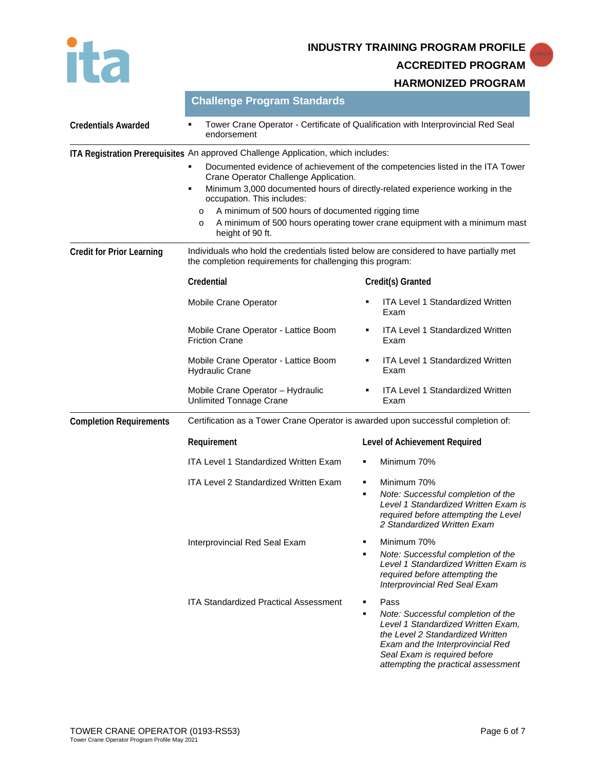**INDUSTRY TRAINING PROGRAM PROFILE**

**ACCREDITED PROGRAM**

**HARMONIZED PROGRAM**

## Challenge Program Standards

**Credentials Awarded**

- Tower Crane Operator - Certificate of Qualification with Interprovincial Red Seal endorsement

**ITA Registration Prerequisites**

An approved Challenge Application, which includes:

- Documented evidence of achievement of the competencies listed in the ITA Tower Crane Operator Challenge Application.
- Minimum 3,000 documented hours of directly-related experience working in the occupation. This includes:
  - A minimum of 500 hours of documented rigging time
  - A minimum of 500 hours operating tower crane equipment with a minimum mast height of 90 ft.

**Credit for Prior Learning**

Individuals who hold the credentials listed below are considered to have partially met the completion requirements for challenging this program:

| Credential | Credit(s) Granted |
|---|---|
| Mobile Crane Operator | ITA Level 1 Standardized Written Exam |
| Mobile Crane Operator - Lattice Boom Friction Crane | ITA Level 1 Standardized Written Exam |
| Mobile Crane Operator - Lattice Boom Hydraulic Crane | ITA Level 1 Standardized Written Exam |
| Mobile Crane Operator – Hydraulic Unlimited Tonnage Crane | ITA Level 1 Standardized Written Exam |

**Completion Requirements**

Certification as a Tower Crane Operator is awarded upon successful completion of:

| Requirement | Level of Achievement Required |
|---|---|
| ITA Level 1 Standardized Written Exam | Minimum 70% |
| ITA Level 2 Standardized Written Exam | Minimum 70%<br>*Note: Successful completion of the Level 1 Standardized Written Exam is required before attempting the Level 2 Standardized Written Exam* |
| Interprovincial Red Seal Exam | Minimum 70%<br>*Note: Successful completion of the Level 1 Standardized Written Exam is required before attempting the Interprovincial Red Seal Exam* |
| ITA Standardized Practical Assessment | Pass<br>*Note: Successful completion of the Level 1 Standardized Written Exam, the Level 2 Standardized Written Exam and the Interprovincial Red Seal Exam is required before attempting the practical assessment* |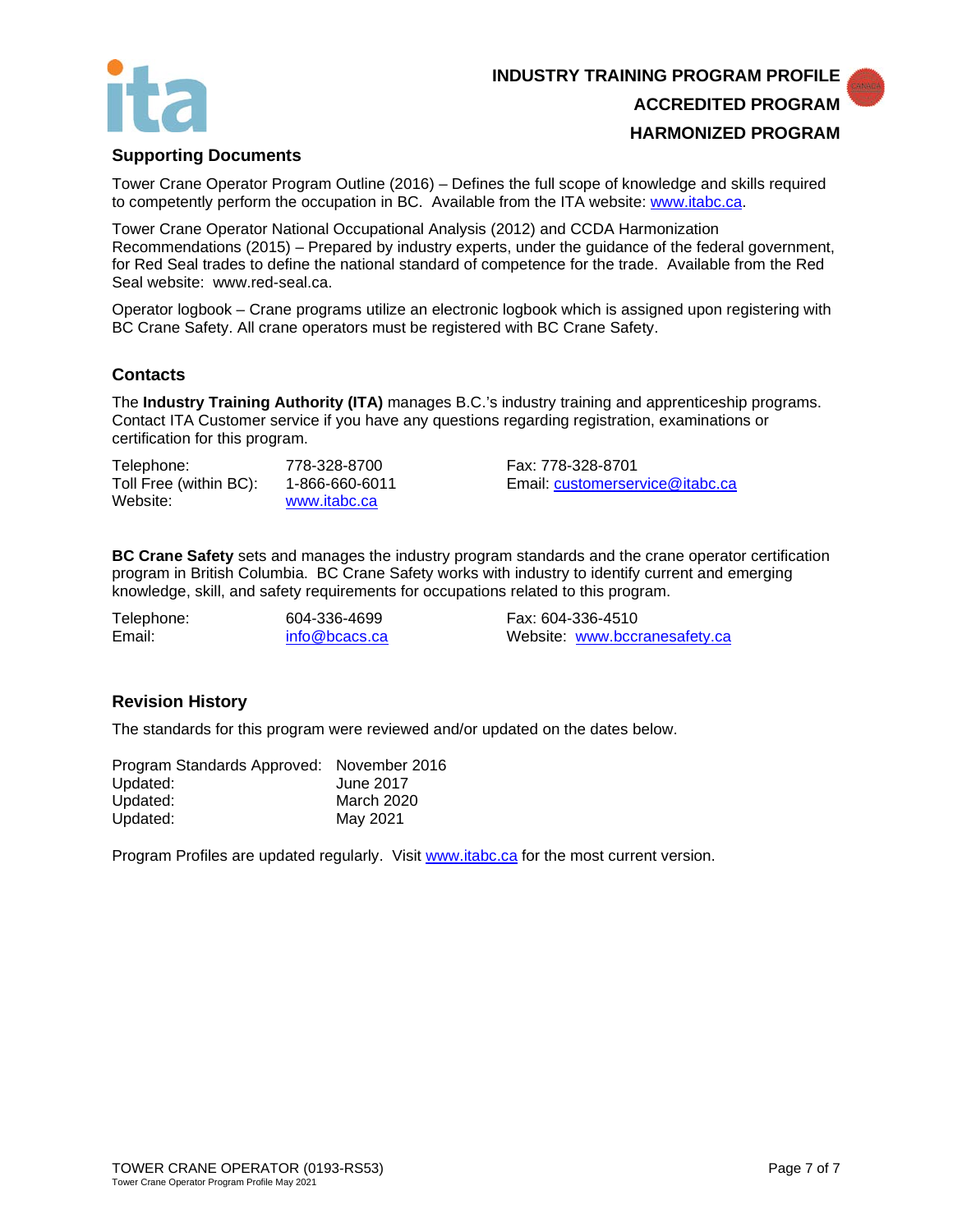## Supporting Documents

Tower Crane Operator Program Outline (2016) – Defines the full scope of knowledge and skills required to competently perform the occupation in BC. Available from the ITA website: www.itabc.ca.

Tower Crane Operator National Occupational Analysis (2012) and CCDA Harmonization Recommendations (2015) – Prepared by industry experts, under the guidance of the federal government, for Red Seal trades to define the national standard of competence for the trade. Available from the Red Seal website: www.red-seal.ca.

Operator logbook – Crane programs utilize an electronic logbook which is assigned upon registering with BC Crane Safety. All crane operators must be registered with BC Crane Safety.

## Contacts

The **Industry Training Authority (ITA)** manages B.C.'s industry training and apprenticeship programs. Contact ITA Customer service if you have any questions regarding registration, examinations or certification for this program.

| | | |
|---|---|---|
| Telephone: | 778-328-8700 | Fax: 778-328-8701 |
| Toll Free (within BC): | 1-866-660-6011 | Email: customerservice@itabc.ca |
| Website: | www.itabc.ca | |

**BC Crane Safety** sets and manages the industry program standards and the crane operator certification program in British Columbia. BC Crane Safety works with industry to identify current and emerging knowledge, skill, and safety requirements for occupations related to this program.

| | | |
|---|---|---|
| Telephone: | 604-336-4699 | Fax: 604-336-4510 |
| Email: | info@bcacs.ca | Website: www.bccranesafety.ca |

## Revision History

The standards for this program were reviewed and/or updated on the dates below.

| | |
|---|---|
| Program Standards Approved: | November 2016 |
| Updated: | June 2017 |
| Updated: | March 2020 |
| Updated: | May 2021 |

Program Profiles are updated regularly. Visit www.itabc.ca for the most current version.